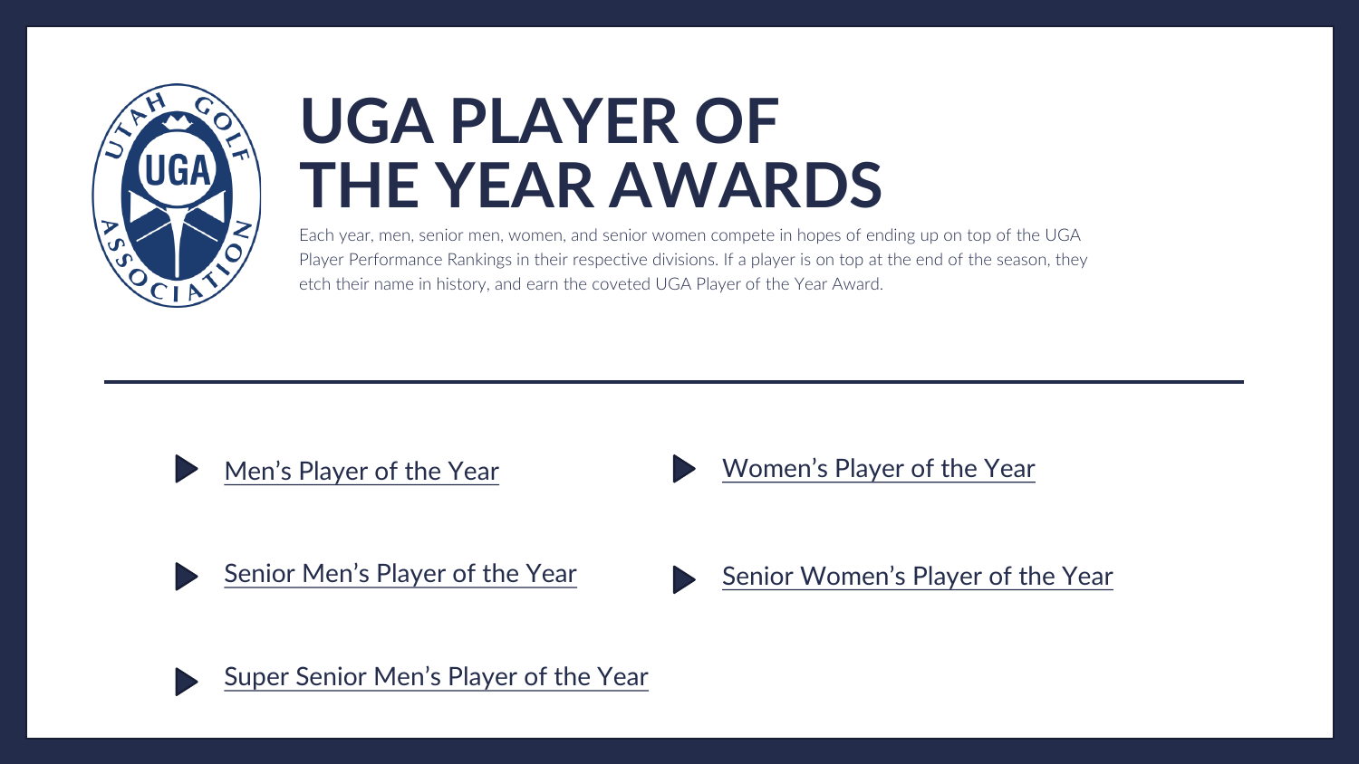# UGA PLAYER OF THE YEAR AWARDS

Each year, men, senior men, women, and senior women compete in hopes of ending up on top of the UGA Player Performance Rankings in their respective divisions. If a player is on top at the end of the season, they etch their name in history, and earn the coveted UGA Player of the Year Award.

---

- Men's Player of the Year
- Women's Player of the Year
- Senior Men's Player of the Year
- Senior Women's Player of the Year
- Super Senior Men's Player of the Year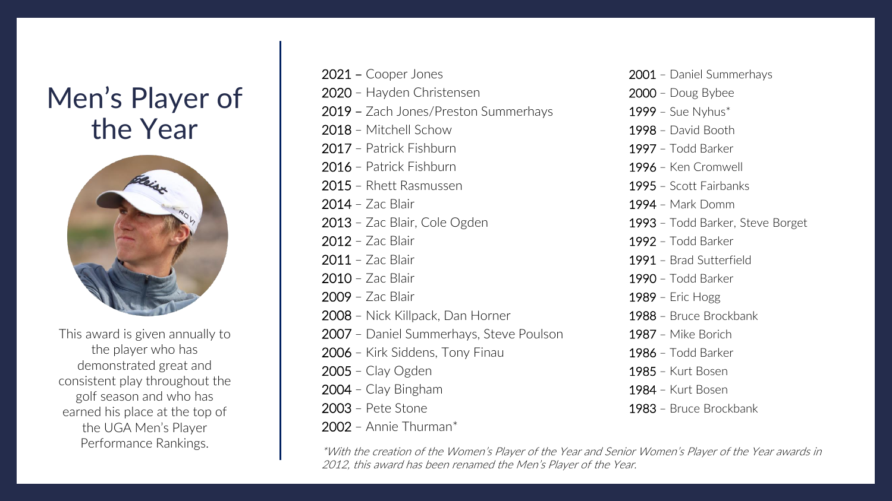# Men's Player of the Year

This award is given annually to the player who has demonstrated great and consistent play throughout the golf season and who has earned his place at the top of the UGA Men's Player Performance Rankings.

2021 – Cooper Jones
2020 – Hayden Christensen
2019 – Zach Jones/Preston Summerhays
2018 – Mitchell Schow
2017 – Patrick Fishburn
2016 – Patrick Fishburn
2015 – Rhett Rasmussen
2014 – Zac Blair
2013 – Zac Blair, Cole Ogden
2012 – Zac Blair
2011 – Zac Blair
2010 – Zac Blair
2009 – Zac Blair
2008 – Nick Killpack, Dan Horner
2007 – Daniel Summerhays, Steve Poulson
2006 – Kirk Siddens, Tony Finau
2005 – Clay Ogden
2004 – Clay Bingham
2003 – Pete Stone
2002 – Annie Thurman*
2001 – Daniel Summerhays
2000 – Doug Bybee
1999 – Sue Nyhus*
1998 – David Booth
1997 – Todd Barker
1996 – Ken Cromwell
1995 – Scott Fairbanks
1994 – Mark Domm
1993 – Todd Barker, Steve Borget
1992 – Todd Barker
1991 – Brad Sutterfield
1990 – Todd Barker
1989 – Eric Hogg
1988 – Bruce Brockbank
1987 – Mike Borich
1986 – Todd Barker
1985 – Kurt Bosen
1984 – Kurt Bosen
1983 – Bruce Brockbank

*With the creation of the Women's Player of the Year and Senior Women's Player of the Year awards in 2012, this award has been renamed the Men's Player of the Year.*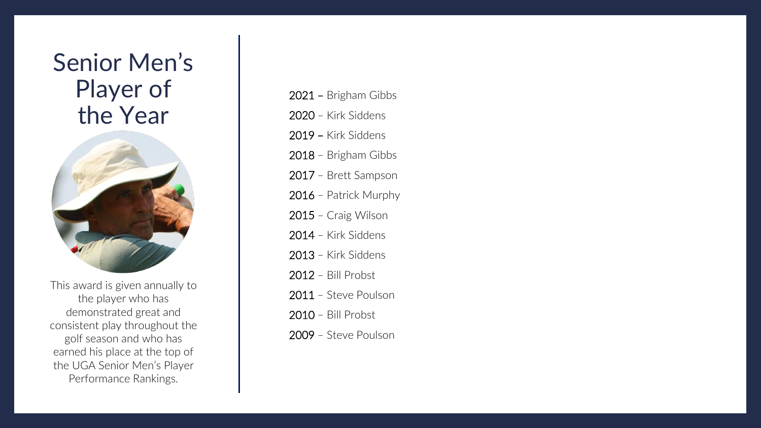# Senior Men's Player of the Year

This award is given annually to the player who has demonstrated great and consistent play throughout the golf season and who has earned his place at the top of the UGA Senior Men's Player Performance Rankings.

2021 – Brigham Gibbs

2020 – Kirk Siddens

2019 – Kirk Siddens

2018 – Brigham Gibbs

2017 – Brett Sampson

2016 – Patrick Murphy

2015 – Craig Wilson

2014 – Kirk Siddens

2013 – Kirk Siddens

2012 – Bill Probst

2011 – Steve Poulson

2010 – Bill Probst

2009 – Steve Poulson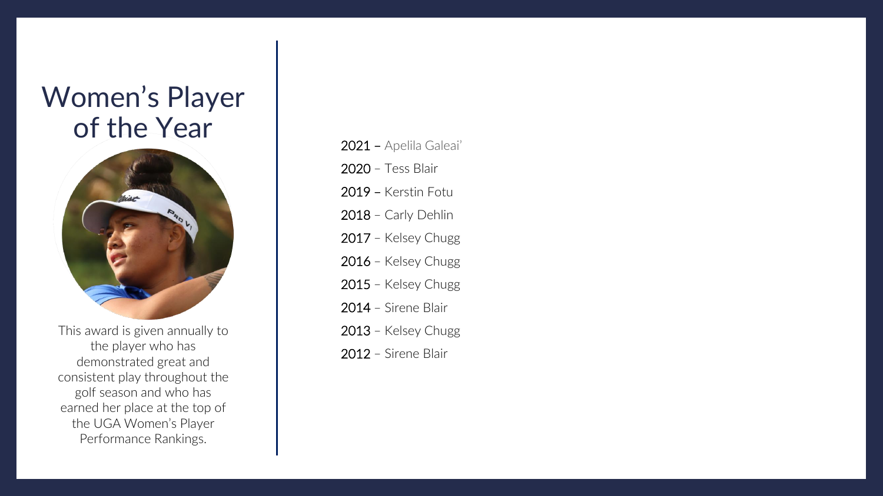# Women's Player of the Year

This award is given annually to the player who has demonstrated great and consistent play throughout the golf season and who has earned her place at the top of the UGA Women's Player Performance Rankings.

2021 – Apelila Galeai'

2020 – Tess Blair

2019 – Kerstin Fotu

2018 – Carly Dehlin

2017 – Kelsey Chugg

2016 – Kelsey Chugg

2015 – Kelsey Chugg

2014 – Sirene Blair

2013 – Kelsey Chugg

2012 – Sirene Blair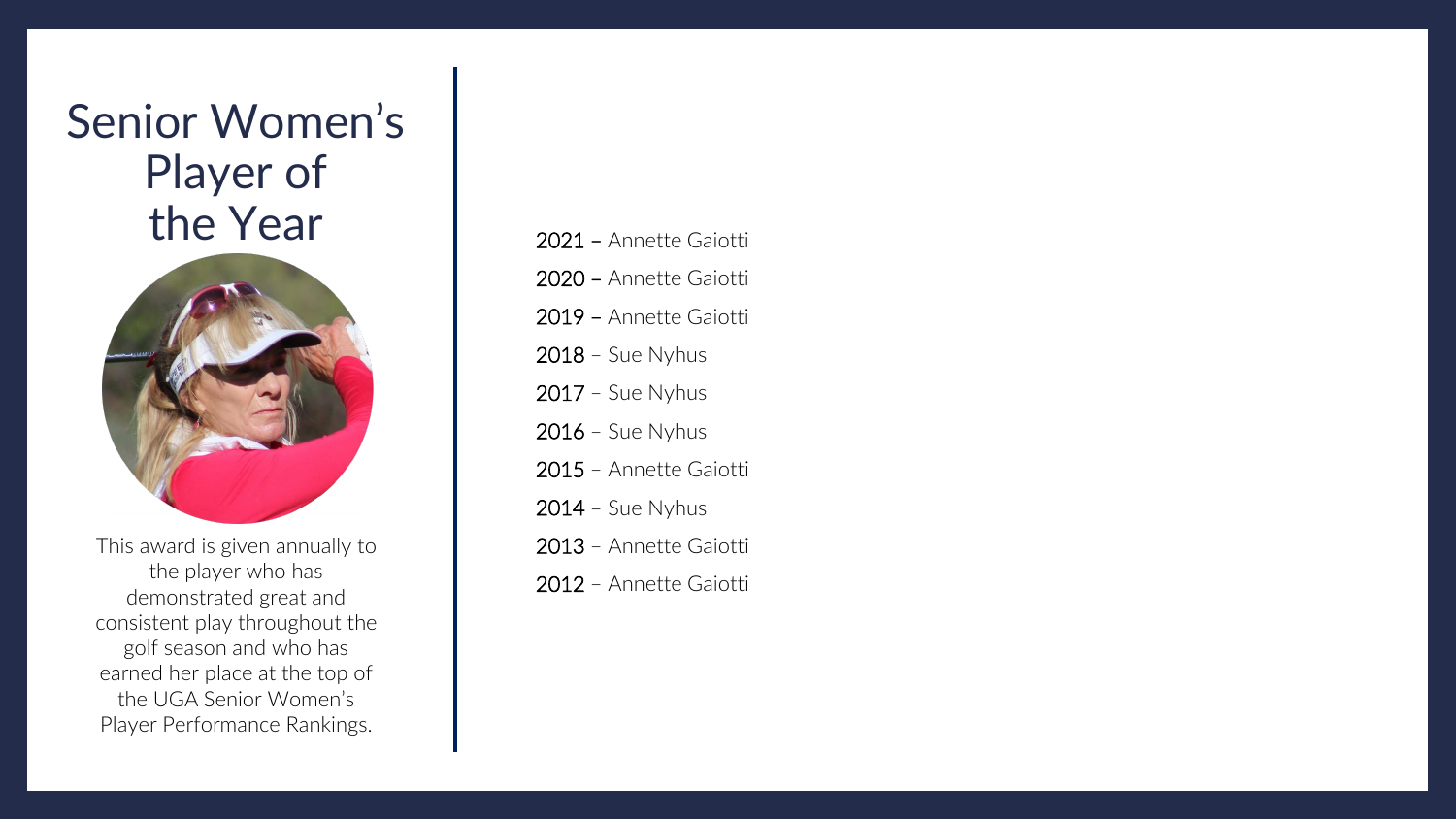# Senior Women's Player of the Year

This award is given annually to the player who has demonstrated great and consistent play throughout the golf season and who has earned her place at the top of the UGA Senior Women's Player Performance Rankings.

2021 – Annette Gaiotti

2020 – Annette Gaiotti

2019 – Annette Gaiotti

2018 – Sue Nyhus

2017 – Sue Nyhus

2016 – Sue Nyhus

2015 – Annette Gaiotti

2014 – Sue Nyhus

2013 – Annette Gaiotti

2012 – Annette Gaiotti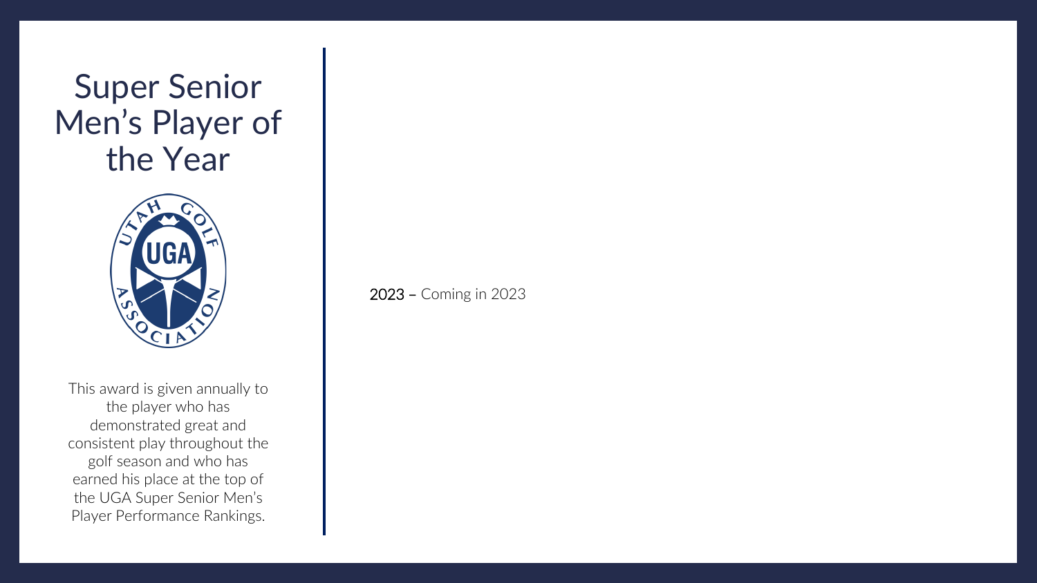# Super Senior Men's Player of the Year

This award is given annually to the player who has demonstrated great and consistent play throughout the golf season and who has earned his place at the top of the UGA Super Senior Men's Player Performance Rankings.

2023 – Coming in 2023